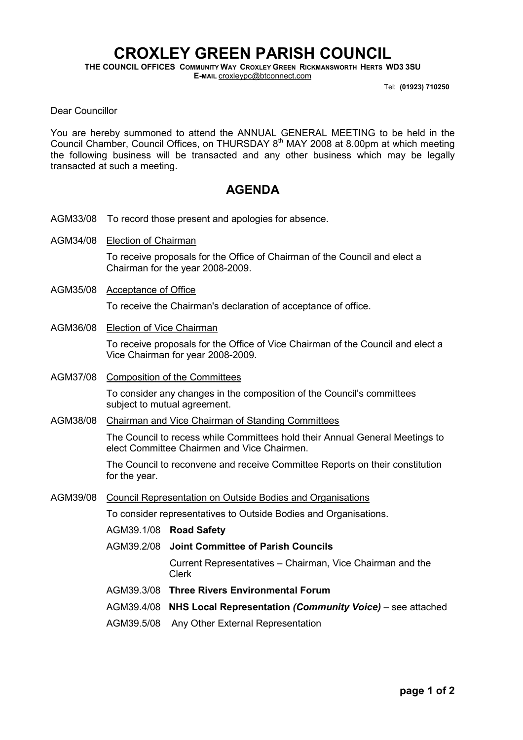# CROXLEY GREEN PARISH COUNCIL

**THE COUNCIL OFFICES COMMUNITY WAY CROXLEY GREEN RICKMANSWORTH HERTS WD3 3SU**
**E-MAIL** croxleypc@btconnect.com

Tel: **(01923) 710250**

Dear Councillor

You are hereby summoned to attend the ANNUAL GENERAL MEETING to be held in the Council Chamber, Council Offices, on THURSDAY 8th MAY 2008 at 8.00pm at which meeting the following business will be transacted and any other business which may be legally transacted at such a meeting.

## AGENDA

AGM33/08 To record those present and apologies for absence.

AGM34/08 Election of Chairman

To receive proposals for the Office of Chairman of the Council and elect a Chairman for the year 2008-2009.

AGM35/08 Acceptance of Office

To receive the Chairman's declaration of acceptance of office.

AGM36/08 Election of Vice Chairman

To receive proposals for the Office of Vice Chairman of the Council and elect a Vice Chairman for year 2008-2009.

AGM37/08 Composition of the Committees

To consider any changes in the composition of the Council's committees subject to mutual agreement.

AGM38/08 Chairman and Vice Chairman of Standing Committees

The Council to recess while Committees hold their Annual General Meetings to elect Committee Chairmen and Vice Chairmen.

The Council to reconvene and receive Committee Reports on their constitution for the year.

AGM39/08 Council Representation on Outside Bodies and Organisations

To consider representatives to Outside Bodies and Organisations.

AGM39.1/08 **Road Safety**

AGM39.2/08 **Joint Committee of Parish Councils**

Current Representatives – Chairman, Vice Chairman and the Clerk

AGM39.3/08 **Three Rivers Environmental Forum**

AGM39.4/08 **NHS Local Representation *(Community Voice)*** – see attached

AGM39.5/08 Any Other External Representation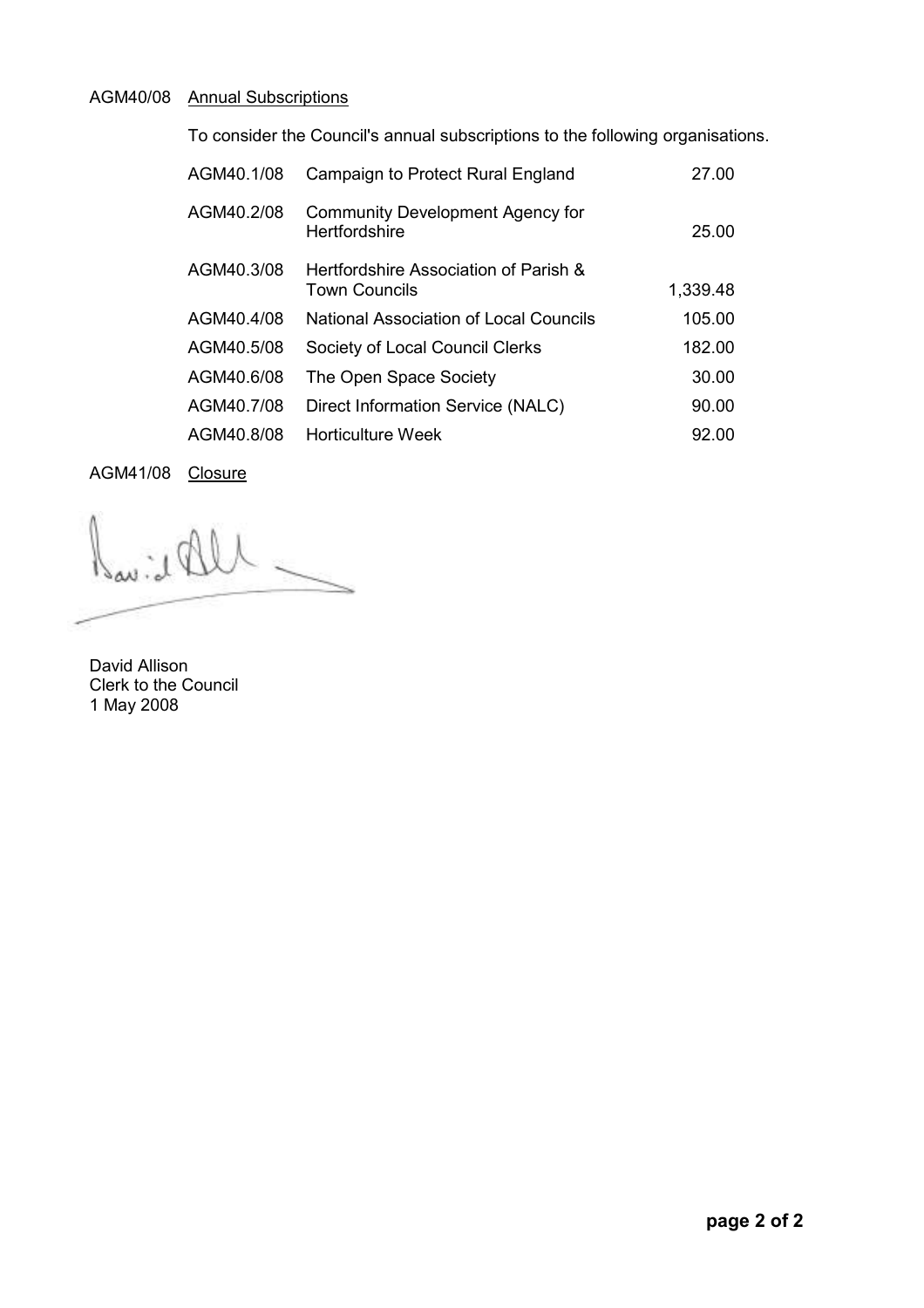AGM40/08 Annual Subscriptions

To consider the Council's annual subscriptions to the following organisations.

| | | |
|---|---|---|
| AGM40.1/08 | Campaign to Protect Rural England | 27.00 |
| AGM40.2/08 | Community Development Agency for Hertfordshire | 25.00 |
| AGM40.3/08 | Hertfordshire Association of Parish & Town Councils | 1,339.48 |
| AGM40.4/08 | National Association of Local Councils | 105.00 |
| AGM40.5/08 | Society of Local Council Clerks | 182.00 |
| AGM40.6/08 | The Open Space Society | 30.00 |
| AGM40.7/08 | Direct Information Service (NALC) | 90.00 |
| AGM40.8/08 | Horticulture Week | 92.00 |

AGM41/08 Closure

David Allison
Clerk to the Council
1 May 2008